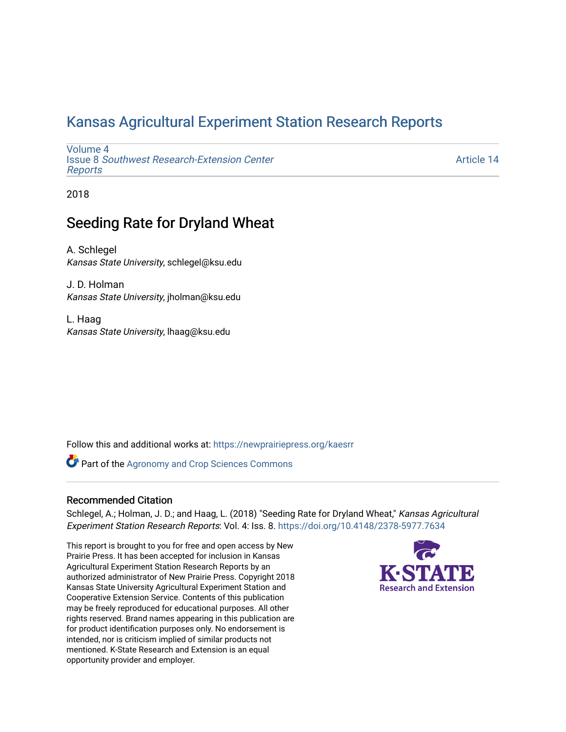# Kansas Agricultural Experiment Station Research Reports

Volume 4
Issue 8 *Southwest Research-Extension Center Reports*

Article 14

2018

## Seeding Rate for Dryland Wheat

A. Schlegel
*Kansas State University*, schlegel@ksu.edu

J. D. Holman
*Kansas State University*, jholman@ksu.edu

L. Haag
*Kansas State University*, lhaag@ksu.edu

Follow this and additional works at: https://newprairiepress.org/kaesrr

Part of the Agronomy and Crop Sciences Commons

### Recommended Citation

Schlegel, A.; Holman, J. D.; and Haag, L. (2018) "Seeding Rate for Dryland Wheat," *Kansas Agricultural Experiment Station Research Reports*: Vol. 4: Iss. 8. https://doi.org/10.4148/2378-5977.7634

This report is brought to you for free and open access by New Prairie Press. It has been accepted for inclusion in Kansas Agricultural Experiment Station Research Reports by an authorized administrator of New Prairie Press. Copyright 2018 Kansas State University Agricultural Experiment Station and Cooperative Extension Service. Contents of this publication may be freely reproduced for educational purposes. All other rights reserved. Brand names appearing in this publication are for product identification purposes only. No endorsement is intended, nor is criticism implied of similar products not mentioned. K-State Research and Extension is an equal opportunity provider and employer.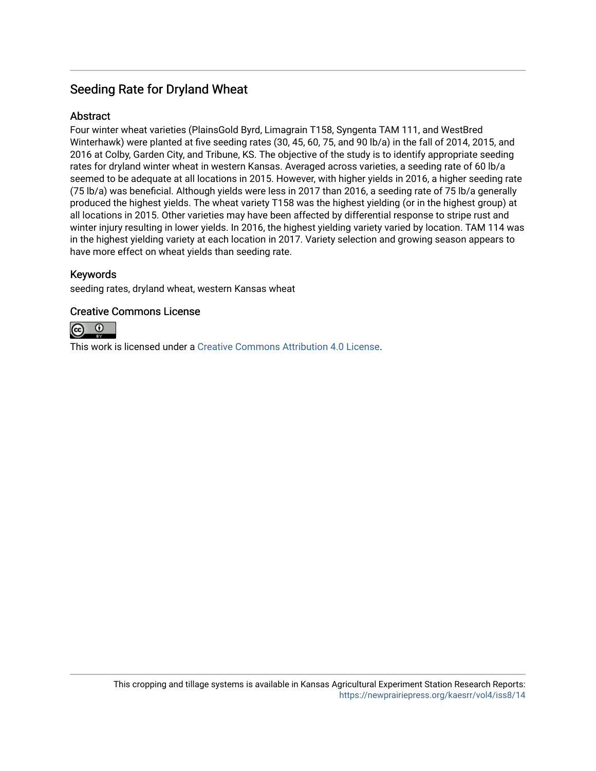## Seeding Rate for Dryland Wheat

### Abstract

Four winter wheat varieties (PlainsGold Byrd, Limagrain T158, Syngenta TAM 111, and WestBred Winterhawk) were planted at five seeding rates (30, 45, 60, 75, and 90 lb/a) in the fall of 2014, 2015, and 2016 at Colby, Garden City, and Tribune, KS. The objective of the study is to identify appropriate seeding rates for dryland winter wheat in western Kansas. Averaged across varieties, a seeding rate of 60 lb/a seemed to be adequate at all locations in 2015. However, with higher yields in 2016, a higher seeding rate (75 lb/a) was beneficial. Although yields were less in 2017 than 2016, a seeding rate of 75 lb/a generally produced the highest yields. The wheat variety T158 was the highest yielding (or in the highest group) at all locations in 2015. Other varieties may have been affected by differential response to stripe rust and winter injury resulting in lower yields. In 2016, the highest yielding variety varied by location. TAM 114 was in the highest yielding variety at each location in 2017. Variety selection and growing season appears to have more effect on wheat yields than seeding rate.

### Keywords

seeding rates, dryland wheat, western Kansas wheat

### Creative Commons License

This work is licensed under a Creative Commons Attribution 4.0 License.

This cropping and tillage systems is available in Kansas Agricultural Experiment Station Research Reports: https://newprairiepress.org/kaesrr/vol4/iss8/14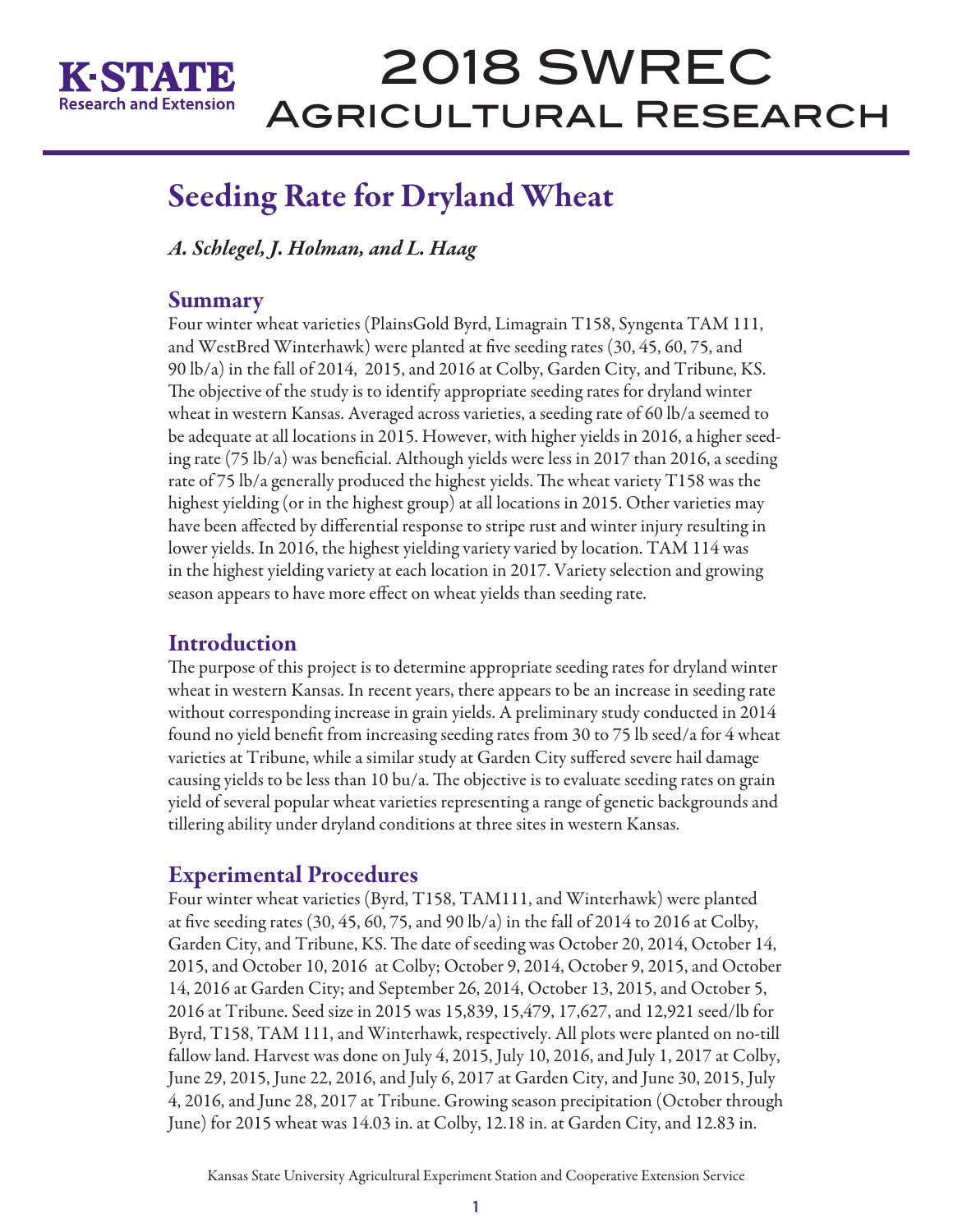# Seeding Rate for Dryland Wheat

*A. Schlegel, J. Holman, and L. Haag*

## Summary

Four winter wheat varieties (PlainsGold Byrd, Limagrain T158, Syngenta TAM 111, and WestBred Winterhawk) were planted at five seeding rates (30, 45, 60, 75, and 90 lb/a) in the fall of 2014, 2015, and 2016 at Colby, Garden City, and Tribune, KS. The objective of the study is to identify appropriate seeding rates for dryland winter wheat in western Kansas. Averaged across varieties, a seeding rate of 60 lb/a seemed to be adequate at all locations in 2015. However, with higher yields in 2016, a higher seeding rate (75 lb/a) was beneficial. Although yields were less in 2017 than 2016, a seeding rate of 75 lb/a generally produced the highest yields. The wheat variety T158 was the highest yielding (or in the highest group) at all locations in 2015. Other varieties may have been affected by differential response to stripe rust and winter injury resulting in lower yields. In 2016, the highest yielding variety varied by location. TAM 114 was in the highest yielding variety at each location in 2017. Variety selection and growing season appears to have more effect on wheat yields than seeding rate.

## Introduction

The purpose of this project is to determine appropriate seeding rates for dryland winter wheat in western Kansas. In recent years, there appears to be an increase in seeding rate without corresponding increase in grain yields. A preliminary study conducted in 2014 found no yield benefit from increasing seeding rates from 30 to 75 lb seed/a for 4 wheat varieties at Tribune, while a similar study at Garden City suffered severe hail damage causing yields to be less than 10 bu/a. The objective is to evaluate seeding rates on grain yield of several popular wheat varieties representing a range of genetic backgrounds and tillering ability under dryland conditions at three sites in western Kansas.

## Experimental Procedures

Four winter wheat varieties (Byrd, T158, TAM111, and Winterhawk) were planted at five seeding rates (30, 45, 60, 75, and 90 lb/a) in the fall of 2014 to 2016 at Colby, Garden City, and Tribune, KS. The date of seeding was October 20, 2014, October 14, 2015, and October 10, 2016 at Colby; October 9, 2014, October 9, 2015, and October 14, 2016 at Garden City; and September 26, 2014, October 13, 2015, and October 5, 2016 at Tribune. Seed size in 2015 was 15,839, 15,479, 17,627, and 12,921 seed/lb for Byrd, T158, TAM 111, and Winterhawk, respectively. All plots were planted on no-till fallow land. Harvest was done on July 4, 2015, July 10, 2016, and July 1, 2017 at Colby, June 29, 2015, June 22, 2016, and July 6, 2017 at Garden City, and June 30, 2015, July 4, 2016, and June 28, 2017 at Tribune. Growing season precipitation (October through June) for 2015 wheat was 14.03 in. at Colby, 12.18 in. at Garden City, and 12.83 in.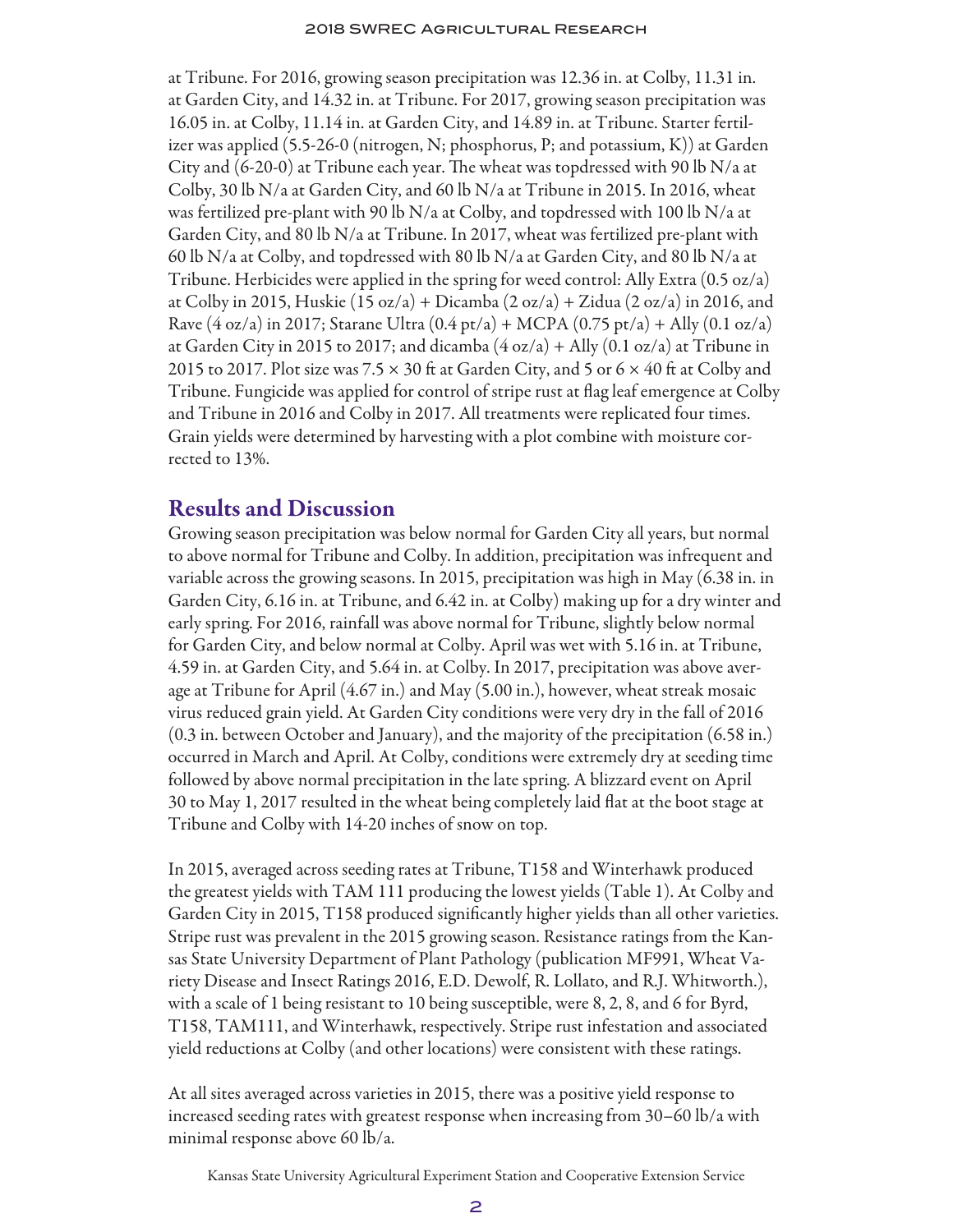at Tribune. For 2016, growing season precipitation was 12.36 in. at Colby, 11.31 in. at Garden City, and 14.32 in. at Tribune. For 2017, growing season precipitation was 16.05 in. at Colby, 11.14 in. at Garden City, and 14.89 in. at Tribune. Starter fertilizer was applied (5.5-26-0 (nitrogen, N; phosphorus, P; and potassium, K)) at Garden City and (6-20-0) at Tribune each year. The wheat was topdressed with 90 lb N/a at Colby, 30 lb N/a at Garden City, and 60 lb N/a at Tribune in 2015. In 2016, wheat was fertilized pre-plant with 90 lb N/a at Colby, and topdressed with 100 lb N/a at Garden City, and 80 lb N/a at Tribune. In 2017, wheat was fertilized pre-plant with 60 lb N/a at Colby, and topdressed with 80 lb N/a at Garden City, and 80 lb N/a at Tribune. Herbicides were applied in the spring for weed control: Ally Extra (0.5 oz/a) at Colby in 2015, Huskie (15 oz/a) + Dicamba (2 oz/a) + Zidua (2 oz/a) in 2016, and Rave (4 oz/a) in 2017; Starane Ultra (0.4 pt/a) + MCPA (0.75 pt/a) + Ally (0.1 oz/a) at Garden City in 2015 to 2017; and dicamba (4 oz/a) + Ally (0.1 oz/a) at Tribune in 2015 to 2017. Plot size was 7.5 × 30 ft at Garden City, and 5 or 6 × 40 ft at Colby and Tribune. Fungicide was applied for control of stripe rust at flag leaf emergence at Colby and Tribune in 2016 and Colby in 2017. All treatments were replicated four times. Grain yields were determined by harvesting with a plot combine with moisture corrected to 13%.

## Results and Discussion

Growing season precipitation was below normal for Garden City all years, but normal to above normal for Tribune and Colby. In addition, precipitation was infrequent and variable across the growing seasons. In 2015, precipitation was high in May (6.38 in. in Garden City, 6.16 in. at Tribune, and 6.42 in. at Colby) making up for a dry winter and early spring. For 2016, rainfall was above normal for Tribune, slightly below normal for Garden City, and below normal at Colby. April was wet with 5.16 in. at Tribune, 4.59 in. at Garden City, and 5.64 in. at Colby. In 2017, precipitation was above average at Tribune for April (4.67 in.) and May (5.00 in.), however, wheat streak mosaic virus reduced grain yield. At Garden City conditions were very dry in the fall of 2016 (0.3 in. between October and January), and the majority of the precipitation (6.58 in.) occurred in March and April. At Colby, conditions were extremely dry at seeding time followed by above normal precipitation in the late spring. A blizzard event on April 30 to May 1, 2017 resulted in the wheat being completely laid flat at the boot stage at Tribune and Colby with 14-20 inches of snow on top.

In 2015, averaged across seeding rates at Tribune, T158 and Winterhawk produced the greatest yields with TAM 111 producing the lowest yields (Table 1). At Colby and Garden City in 2015, T158 produced significantly higher yields than all other varieties. Stripe rust was prevalent in the 2015 growing season. Resistance ratings from the Kansas State University Department of Plant Pathology (publication MF991, Wheat Variety Disease and Insect Ratings 2016, E.D. Dewolf, R. Lollato, and R.J. Whitworth.), with a scale of 1 being resistant to 10 being susceptible, were 8, 2, 8, and 6 for Byrd, T158, TAM111, and Winterhawk, respectively. Stripe rust infestation and associated yield reductions at Colby (and other locations) were consistent with these ratings.

At all sites averaged across varieties in 2015, there was a positive yield response to increased seeding rates with greatest response when increasing from 30–60 lb/a with minimal response above 60 lb/a.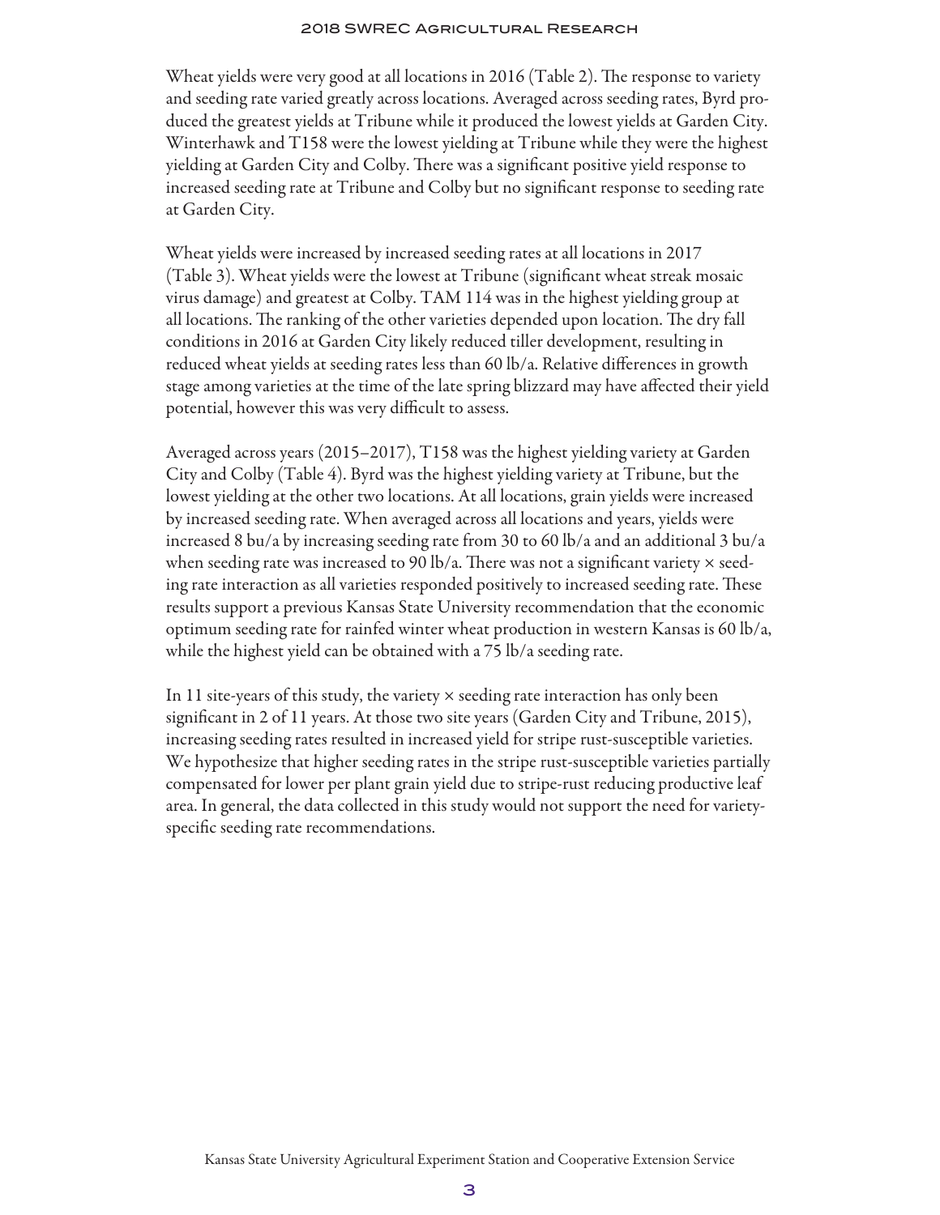Wheat yields were very good at all locations in 2016 (Table 2). The response to variety and seeding rate varied greatly across locations. Averaged across seeding rates, Byrd produced the greatest yields at Tribune while it produced the lowest yields at Garden City. Winterhawk and T158 were the lowest yielding at Tribune while they were the highest yielding at Garden City and Colby. There was a significant positive yield response to increased seeding rate at Tribune and Colby but no significant response to seeding rate at Garden City.

Wheat yields were increased by increased seeding rates at all locations in 2017 (Table 3). Wheat yields were the lowest at Tribune (significant wheat streak mosaic virus damage) and greatest at Colby. TAM 114 was in the highest yielding group at all locations. The ranking of the other varieties depended upon location. The dry fall conditions in 2016 at Garden City likely reduced tiller development, resulting in reduced wheat yields at seeding rates less than 60 lb/a. Relative differences in growth stage among varieties at the time of the late spring blizzard may have affected their yield potential, however this was very difficult to assess.

Averaged across years (2015–2017), T158 was the highest yielding variety at Garden City and Colby (Table 4). Byrd was the highest yielding variety at Tribune, but the lowest yielding at the other two locations. At all locations, grain yields were increased by increased seeding rate. When averaged across all locations and years, yields were increased 8 bu/a by increasing seeding rate from 30 to 60 lb/a and an additional 3 bu/a when seeding rate was increased to 90 lb/a. There was not a significant variety × seeding rate interaction as all varieties responded positively to increased seeding rate. These results support a previous Kansas State University recommendation that the economic optimum seeding rate for rainfed winter wheat production in western Kansas is 60 lb/a, while the highest yield can be obtained with a 75 lb/a seeding rate.

In 11 site-years of this study, the variety × seeding rate interaction has only been significant in 2 of 11 years. At those two site years (Garden City and Tribune, 2015), increasing seeding rates resulted in increased yield for stripe rust-susceptible varieties. We hypothesize that higher seeding rates in the stripe rust-susceptible varieties partially compensated for lower per plant grain yield due to stripe-rust reducing productive leaf area. In general, the data collected in this study would not support the need for variety-specific seeding rate recommendations.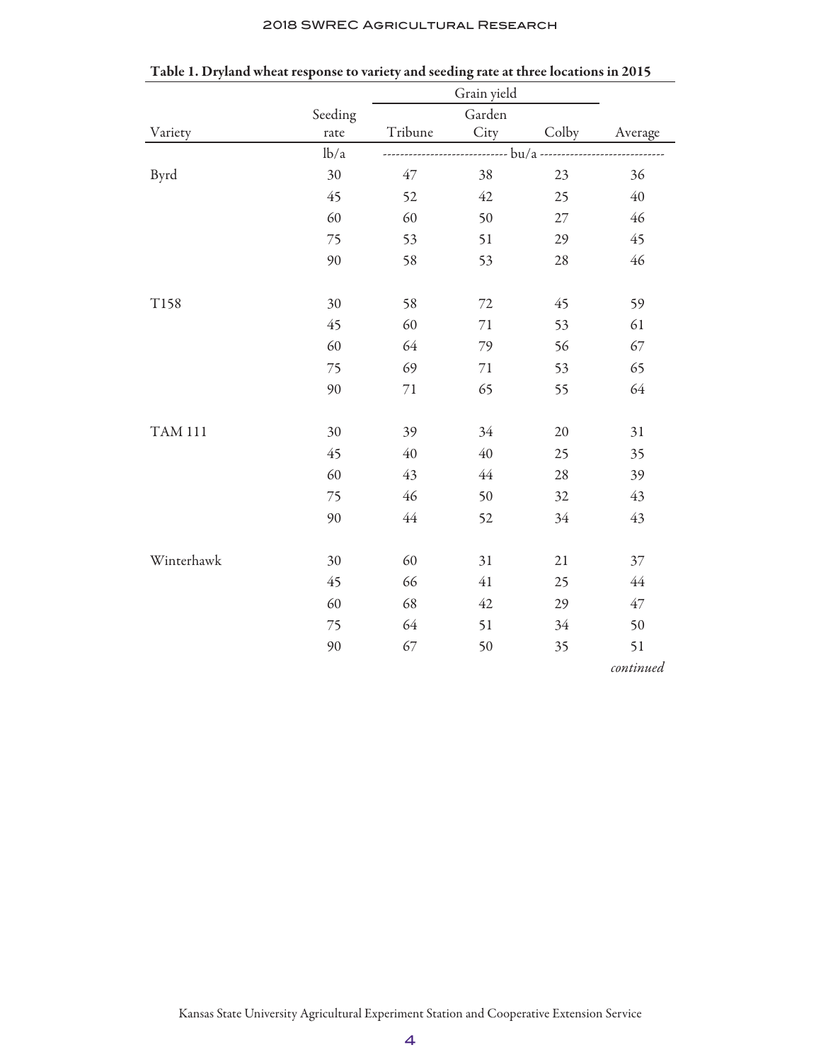**Table 1. Dryland wheat response to variety and seeding rate at three locations in 2015**

| Variety | Seeding rate | Grain yield | | | |
|---|---|---|---|---|---|
| | | Tribune | Garden City | Colby | Average |
| | lb/a | bu/a | | | |
| Byrd | 30 | 47 | 38 | 23 | 36 |
| | 45 | 52 | 42 | 25 | 40 |
| | 60 | 60 | 50 | 27 | 46 |
| | 75 | 53 | 51 | 29 | 45 |
| | 90 | 58 | 53 | 28 | 46 |
| T158 | 30 | 58 | 72 | 45 | 59 |
| | 45 | 60 | 71 | 53 | 61 |
| | 60 | 64 | 79 | 56 | 67 |
| | 75 | 69 | 71 | 53 | 65 |
| | 90 | 71 | 65 | 55 | 64 |
| TAM 111 | 30 | 39 | 34 | 20 | 31 |
| | 45 | 40 | 40 | 25 | 35 |
| | 60 | 43 | 44 | 28 | 39 |
| | 75 | 46 | 50 | 32 | 43 |
| | 90 | 44 | 52 | 34 | 43 |
| Winterhawk | 30 | 60 | 31 | 21 | 37 |
| | 45 | 66 | 41 | 25 | 44 |
| | 60 | 68 | 42 | 29 | 47 |
| | 75 | 64 | 51 | 34 | 50 |
| | 90 | 67 | 50 | 35 | 51 |

*continued*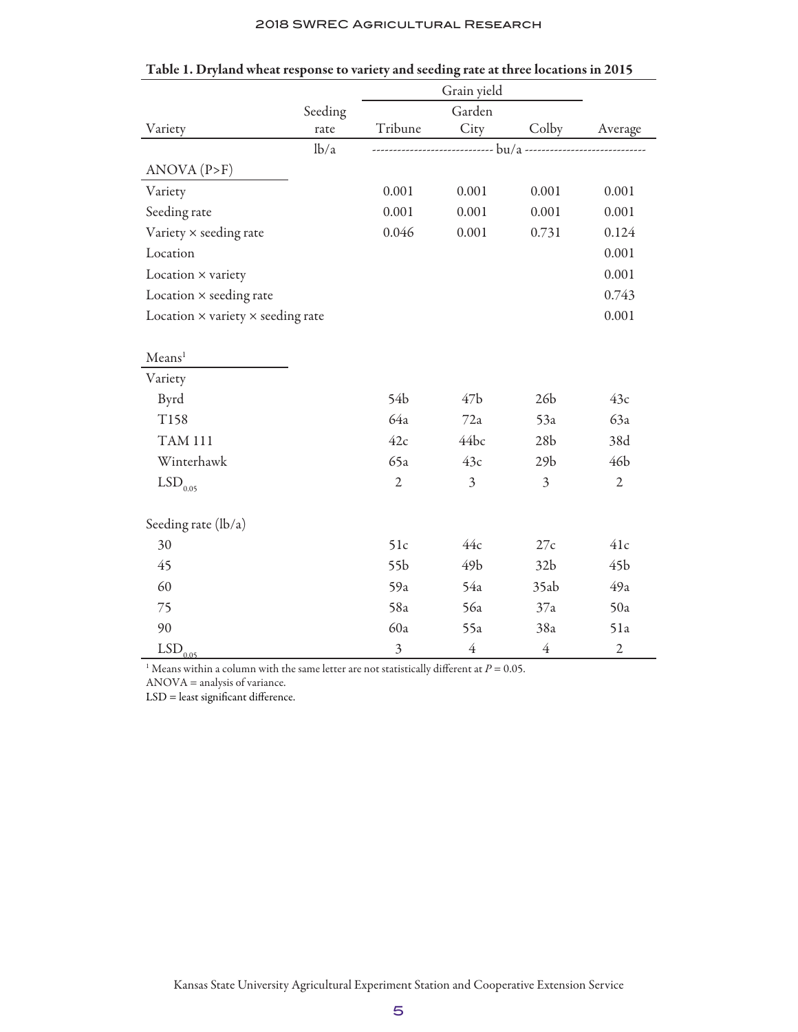**Table 1. Dryland wheat response to variety and seeding rate at three locations in 2015**

| Variety | Seeding rate | Grain yield | | | |
|---|---|---|---|---|---|
| | | Tribune | Garden City | Colby | Average |
| | lb/a | bu/a | | | |
| **ANOVA (P>F)** | | | | | |
| Variety | | 0.001 | 0.001 | 0.001 | 0.001 |
| Seeding rate | | 0.001 | 0.001 | 0.001 | 0.001 |
| Variety × seeding rate | | 0.046 | 0.001 | 0.731 | 0.124 |
| Location | | | | | 0.001 |
| Location × variety | | | | | 0.001 |
| Location × seeding rate | | | | | 0.743 |
| Location × variety × seeding rate | | | | | 0.001 |
| **Means[1]** | | | | | |
| Variety | | | | | |
| Byrd | | 54b | 47b | 26b | 43c |
| T158 | | 64a | 72a | 53a | 63a |
| TAM 111 | | 42c | 44bc | 28b | 38d |
| Winterhawk | | 65a | 43c | 29b | 46b |
| $LSD_{0.05}$ | | 2 | 3 | 3 | 2 |
| Seeding rate (lb/a) | | | | | |
| 30 | | 51c | 44c | 27c | 41c |
| 45 | | 55b | 49b | 32b | 45b |
| 60 | | 59a | 54a | 35ab | 49a |
| 75 | | 58a | 56a | 37a | 50a |
| 90 | | 60a | 55a | 38a | 51a |
| $LSD_{0.05}$ | | 3 | 4 | 4 | 2 |

[1] Means within a column with the same letter are not statistically different at $P = 0.05$.

ANOVA = analysis of variance.

LSD = least significant difference.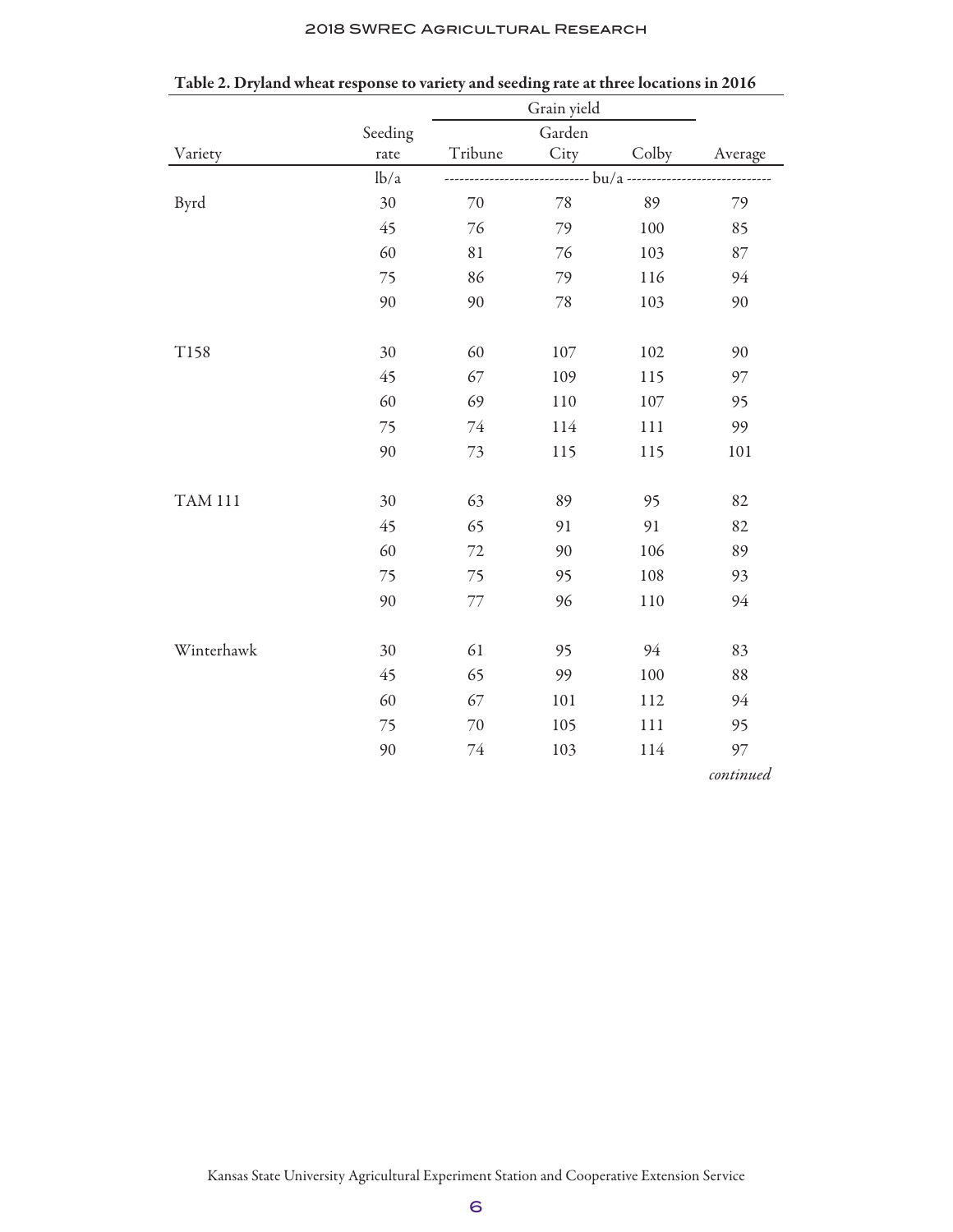**Table 2. Dryland wheat response to variety and seeding rate at three locations in 2016**

| Variety | Seeding rate | Grain yield | | | |
|---|---|---|---|---|---|
| | | Tribune | Garden City | Colby | Average |
| | lb/a | bu/a | | | |
| Byrd | 30 | 70 | 78 | 89 | 79 |
| | 45 | 76 | 79 | 100 | 85 |
| | 60 | 81 | 76 | 103 | 87 |
| | 75 | 86 | 79 | 116 | 94 |
| | 90 | 90 | 78 | 103 | 90 |
| T158 | 30 | 60 | 107 | 102 | 90 |
| | 45 | 67 | 109 | 115 | 97 |
| | 60 | 69 | 110 | 107 | 95 |
| | 75 | 74 | 114 | 111 | 99 |
| | 90 | 73 | 115 | 115 | 101 |
| TAM 111 | 30 | 63 | 89 | 95 | 82 |
| | 45 | 65 | 91 | 91 | 82 |
| | 60 | 72 | 90 | 106 | 89 |
| | 75 | 75 | 95 | 108 | 93 |
| | 90 | 77 | 96 | 110 | 94 |
| Winterhawk | 30 | 61 | 95 | 94 | 83 |
| | 45 | 65 | 99 | 100 | 88 |
| | 60 | 67 | 101 | 112 | 94 |
| | 75 | 70 | 105 | 111 | 95 |
| | 90 | 74 | 103 | 114 | 97 |

*continued*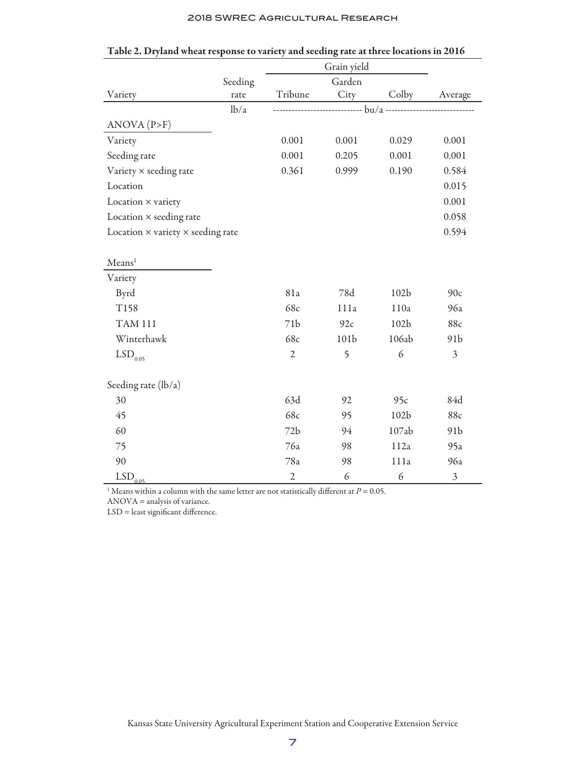**Table 2. Dryland wheat response to variety and seeding rate at three locations in 2016**

| Variety | Seeding rate | Grain yield | | | |
|---|---|---|---|---|---|
| | | Tribune | Garden City | Colby | Average |
| | lb/a | bu/a | | | |
| **ANOVA (P>F)** | | | | | |
| Variety | | 0.001 | 0.001 | 0.029 | 0.001 |
| Seeding rate | | 0.001 | 0.205 | 0.001 | 0.001 |
| Variety × seeding rate | | 0.361 | 0.999 | 0.190 | 0.584 |
| Location | | | | | 0.015 |
| Location × variety | | | | | 0.001 |
| Location × seeding rate | | | | | 0.058 |
| Location × variety × seeding rate | | | | | 0.594 |
| **Means[1]** | | | | | |
| Variety | | | | | |
| Byrd | | 81a | 78d | 102b | 90c |
| T158 | | 68c | 111a | 110a | 96a |
| TAM 111 | | 71b | 92c | 102b | 88c |
| Winterhawk | | 68c | 101b | 106ab | 91b |
| $LSD_{0.05}$ | | 2 | 5 | 6 | 3 |
| Seeding rate (lb/a) | | | | | |
| 30 | | 63d | 92 | 95c | 84d |
| 45 | | 68c | 95 | 102b | 88c |
| 60 | | 72b | 94 | 107ab | 91b |
| 75 | | 76a | 98 | 112a | 95a |
| 90 | | 78a | 98 | 111a | 96a |
| $LSD_{0.05}$ | | 2 | 6 | 6 | 3 |

[1] Means within a column with the same letter are not statistically different at $P = 0.05$.

ANOVA = analysis of variance.

LSD = least significant difference.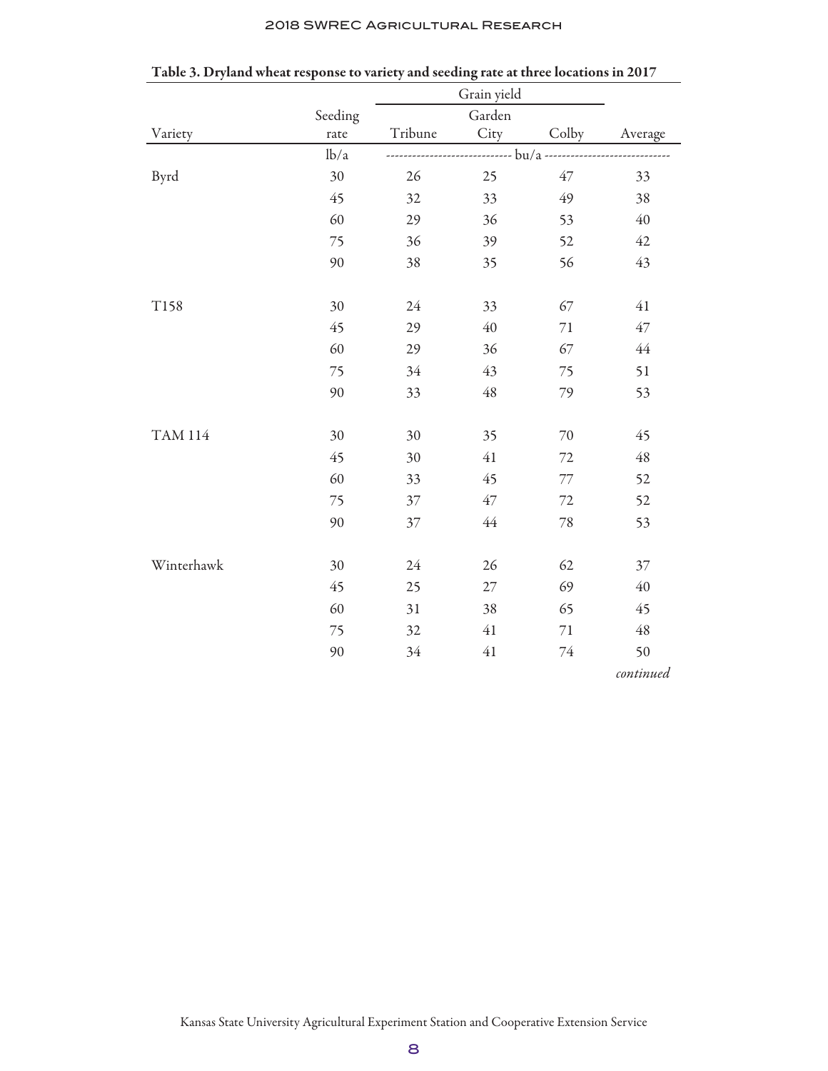**Table 3. Dryland wheat response to variety and seeding rate at three locations in 2017**

| Variety | Seeding rate | Grain yield | | | |
|---|---|---|---|---|---|
| | | Tribune | Garden City | Colby | Average |
| | lb/a | bu/a | | | |
| Byrd | 30 | 26 | 25 | 47 | 33 |
| | 45 | 32 | 33 | 49 | 38 |
| | 60 | 29 | 36 | 53 | 40 |
| | 75 | 36 | 39 | 52 | 42 |
| | 90 | 38 | 35 | 56 | 43 |
| T158 | 30 | 24 | 33 | 67 | 41 |
| | 45 | 29 | 40 | 71 | 47 |
| | 60 | 29 | 36 | 67 | 44 |
| | 75 | 34 | 43 | 75 | 51 |
| | 90 | 33 | 48 | 79 | 53 |
| TAM 114 | 30 | 30 | 35 | 70 | 45 |
| | 45 | 30 | 41 | 72 | 48 |
| | 60 | 33 | 45 | 77 | 52 |
| | 75 | 37 | 47 | 72 | 52 |
| | 90 | 37 | 44 | 78 | 53 |
| Winterhawk | 30 | 24 | 26 | 62 | 37 |
| | 45 | 25 | 27 | 69 | 40 |
| | 60 | 31 | 38 | 65 | 45 |
| | 75 | 32 | 41 | 71 | 48 |
| | 90 | 34 | 41 | 74 | 50 |

*continued*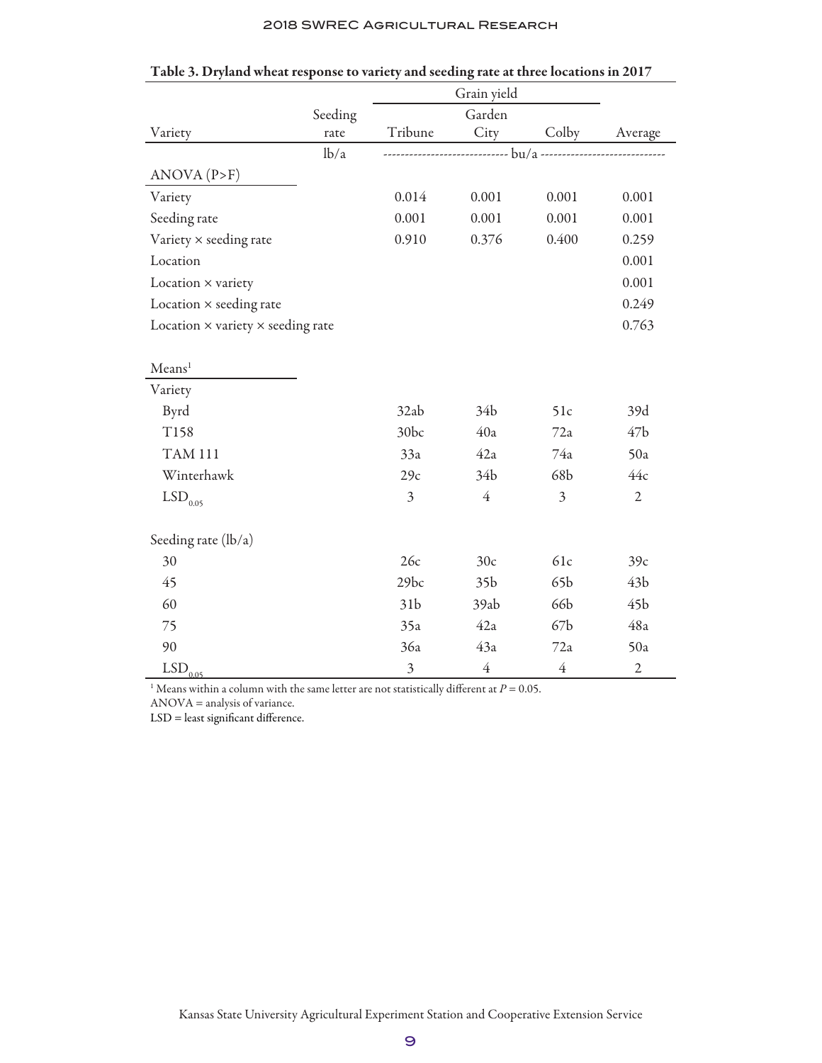**Table 3. Dryland wheat response to variety and seeding rate at three locations in 2017**

| Variety | Seeding rate | Grain yield | | | |
|---|---|---|---|---|---|
| | | Tribune | Garden City | Colby | Average |
| | lb/a | ---------- bu/a ---------- | | | |
| **ANOVA (P>F)** | | | | | |
| Variety | | 0.014 | 0.001 | 0.001 | 0.001 |
| Seeding rate | | 0.001 | 0.001 | 0.001 | 0.001 |
| Variety × seeding rate | | 0.910 | 0.376 | 0.400 | 0.259 |
| Location | | | | | 0.001 |
| Location × variety | | | | | 0.001 |
| Location × seeding rate | | | | | 0.249 |
| Location × variety × seeding rate | | | | | 0.763 |
| **Means[1]** | | | | | |
| Variety | | | | | |
| Byrd | | 32ab | 34b | 51c | 39d |
| T158 | | 30bc | 40a | 72a | 47b |
| TAM 111 | | 33a | 42a | 74a | 50a |
| Winterhawk | | 29c | 34b | 68b | 44c |
| $LSD_{0.05}$ | | 3 | 4 | 3 | 2 |
| Seeding rate (lb/a) | | | | | |
| 30 | | 26c | 30c | 61c | 39c |
| 45 | | 29bc | 35b | 65b | 43b |
| 60 | | 31b | 39ab | 66b | 45b |
| 75 | | 35a | 42a | 67b | 48a |
| 90 | | 36a | 43a | 72a | 50a |
| $LSD_{0.05}$ | | 3 | 4 | 4 | 2 |

[1] Means within a column with the same letter are not statistically different at $P = 0.05$.
ANOVA = analysis of variance.
LSD = least significant difference.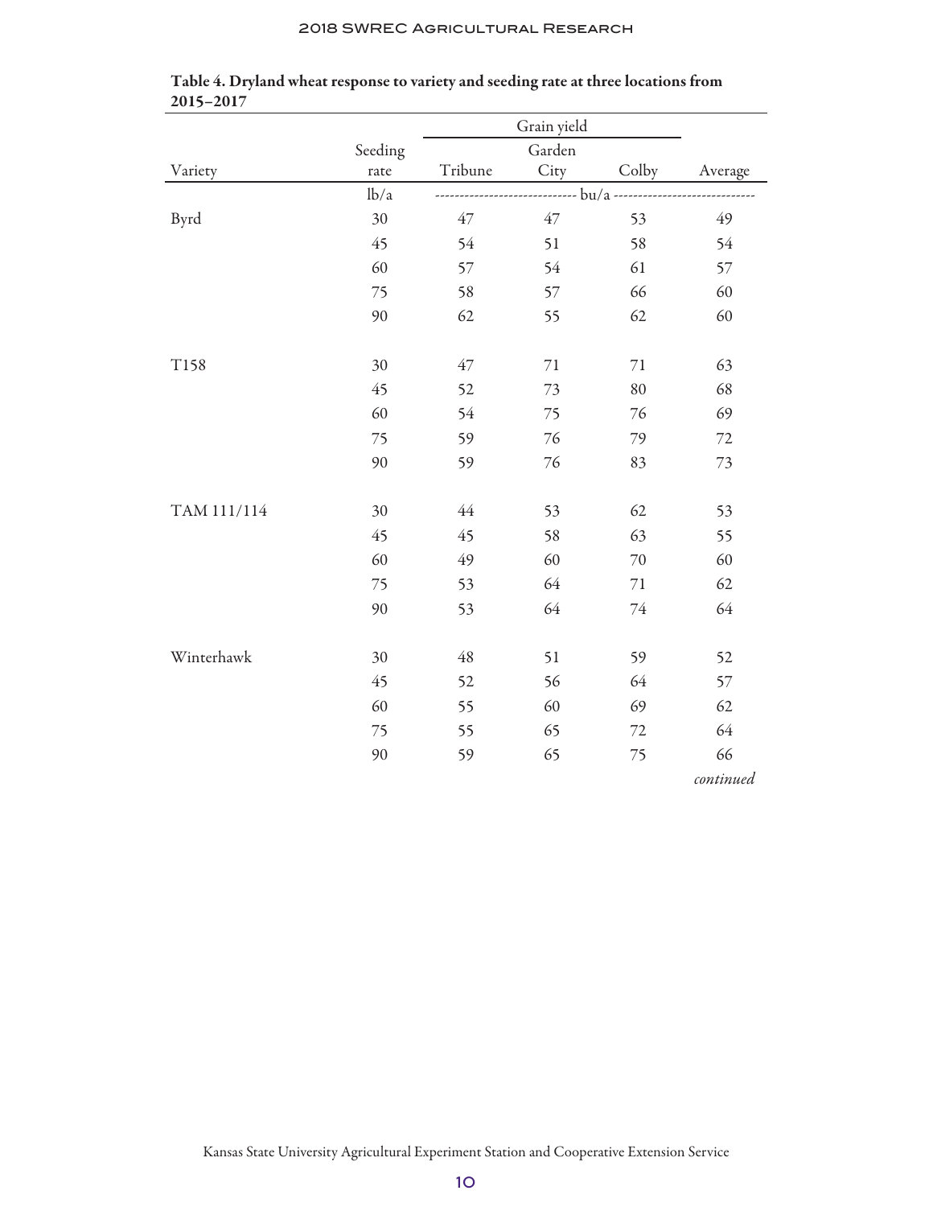**Table 4. Dryland wheat response to variety and seeding rate at three locations from 2015–2017**

| | | Grain yield | | | |
|---|---|---|---|---|---|
| Variety | Seeding rate | Tribune | Garden City | Colby | Average |
| | lb/a | bu/a | | | |
| Byrd | 30 | 47 | 47 | 53 | 49 |
| | 45 | 54 | 51 | 58 | 54 |
| | 60 | 57 | 54 | 61 | 57 |
| | 75 | 58 | 57 | 66 | 60 |
| | 90 | 62 | 55 | 62 | 60 |
| T158 | 30 | 47 | 71 | 71 | 63 |
| | 45 | 52 | 73 | 80 | 68 |
| | 60 | 54 | 75 | 76 | 69 |
| | 75 | 59 | 76 | 79 | 72 |
| | 90 | 59 | 76 | 83 | 73 |
| TAM 111/114 | 30 | 44 | 53 | 62 | 53 |
| | 45 | 45 | 58 | 63 | 55 |
| | 60 | 49 | 60 | 70 | 60 |
| | 75 | 53 | 64 | 71 | 62 |
| | 90 | 53 | 64 | 74 | 64 |
| Winterhawk | 30 | 48 | 51 | 59 | 52 |
| | 45 | 52 | 56 | 64 | 57 |
| | 60 | 55 | 60 | 69 | 62 |
| | 75 | 55 | 65 | 72 | 64 |
| | 90 | 59 | 65 | 75 | 66 |

*continued*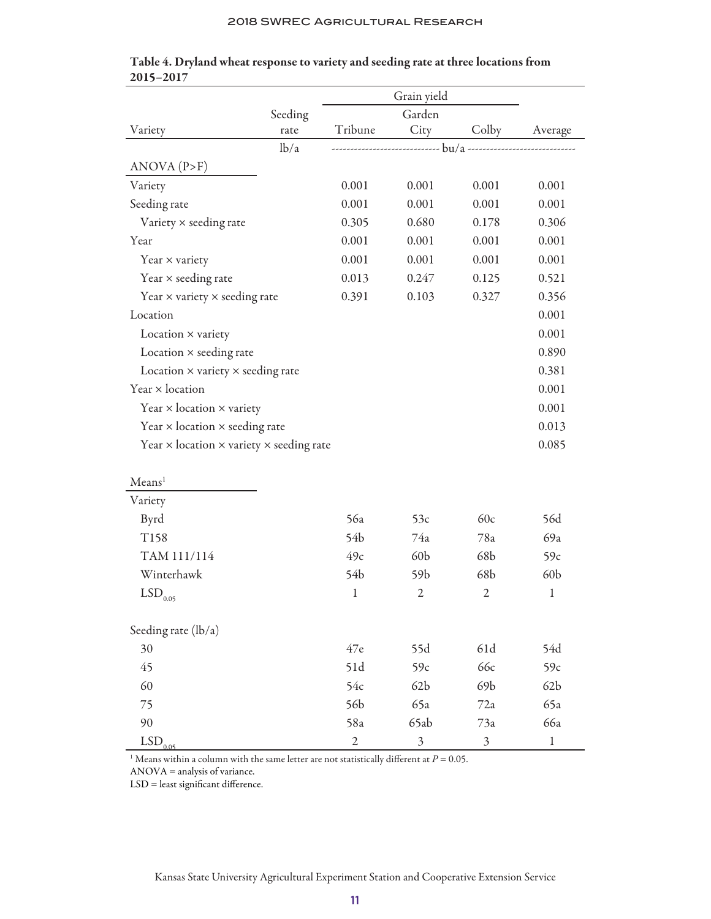**Table 4. Dryland wheat response to variety and seeding rate at three locations from 2015–2017**

| | | Grain yield | | | |
|---|---|---|---|---|---|
| Variety | Seeding rate | Tribune | Garden City | Colby | Average |
| | lb/a | bu/a | | | |
| **ANOVA (P>F)** | | | | | |
| Variety | | 0.001 | 0.001 | 0.001 | 0.001 |
| Seeding rate | | 0.001 | 0.001 | 0.001 | 0.001 |
| Variety × seeding rate | | 0.305 | 0.680 | 0.178 | 0.306 |
| Year | | 0.001 | 0.001 | 0.001 | 0.001 |
| Year × variety | | 0.001 | 0.001 | 0.001 | 0.001 |
| Year × seeding rate | | 0.013 | 0.247 | 0.125 | 0.521 |
| Year × variety × seeding rate | | 0.391 | 0.103 | 0.327 | 0.356 |
| Location | | | | | 0.001 |
| Location × variety | | | | | 0.001 |
| Location × seeding rate | | | | | 0.890 |
| Location × variety × seeding rate | | | | | 0.381 |
| Year × location | | | | | 0.001 |
| Year × location × variety | | | | | 0.001 |
| Year × location × seeding rate | | | | | 0.013 |
| Year × location × variety × seeding rate | | | | | 0.085 |
| **Means[1]** | | | | | |
| Variety | | | | | |
| Byrd | | 56a | 53c | 60c | 56d |
| T158 | | 54b | 74a | 78a | 69a |
| TAM 111/114 | | 49c | 60b | 68b | 59c |
| Winterhawk | | 54b | 59b | 68b | 60b |
| $LSD_{0.05}$ | | 1 | 2 | 2 | 1 |
| Seeding rate (lb/a) | | | | | |
| 30 | | 47e | 55d | 61d | 54d |
| 45 | | 51d | 59c | 66c | 59c |
| 60 | | 54c | 62b | 69b | 62b |
| 75 | | 56b | 65a | 72a | 65a |
| 90 | | 58a | 65ab | 73a | 66a |
| $LSD_{0.05}$ | | 2 | 3 | 3 | 1 |

[1] Means within a column with the same letter are not statistically different at $P = 0.05$.

ANOVA = analysis of variance.

LSD = least significant difference.